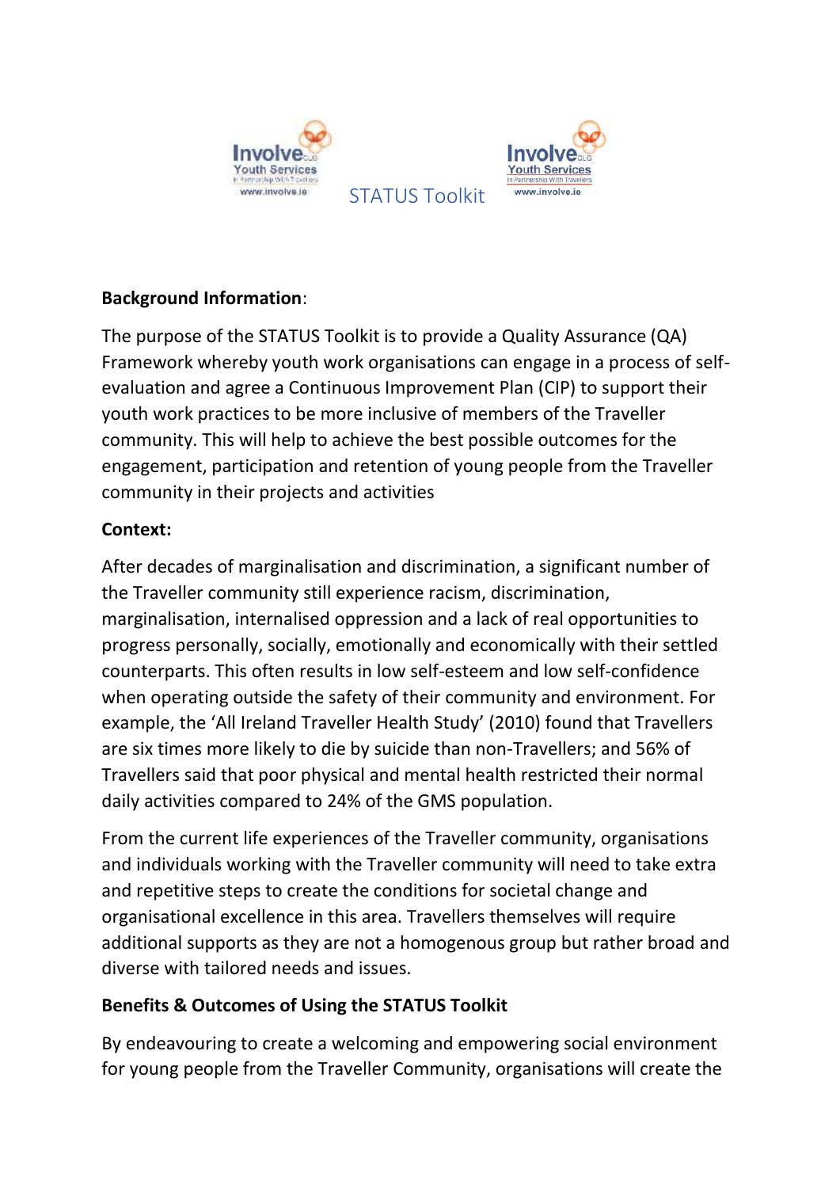# STATUS Toolkit

**Background Information**:

The purpose of the STATUS Toolkit is to provide a Quality Assurance (QA) Framework whereby youth work organisations can engage in a process of self-evaluation and agree a Continuous Improvement Plan (CIP) to support their youth work practices to be more inclusive of members of the Traveller community. This will help to achieve the best possible outcomes for the engagement, participation and retention of young people from the Traveller community in their projects and activities

**Context:**

After decades of marginalisation and discrimination, a significant number of the Traveller community still experience racism, discrimination, marginalisation, internalised oppression and a lack of real opportunities to progress personally, socially, emotionally and economically with their settled counterparts. This often results in low self-esteem and low self-confidence when operating outside the safety of their community and environment. For example, the 'All Ireland Traveller Health Study' (2010) found that Travellers are six times more likely to die by suicide than non-Travellers; and 56% of Travellers said that poor physical and mental health restricted their normal daily activities compared to 24% of the GMS population.

From the current life experiences of the Traveller community, organisations and individuals working with the Traveller community will need to take extra and repetitive steps to create the conditions for societal change and organisational excellence in this area. Travellers themselves will require additional supports as they are not a homogenous group but rather broad and diverse with tailored needs and issues.

**Benefits & Outcomes of Using the STATUS Toolkit**

By endeavouring to create a welcoming and empowering social environment for young people from the Traveller Community, organisations will create the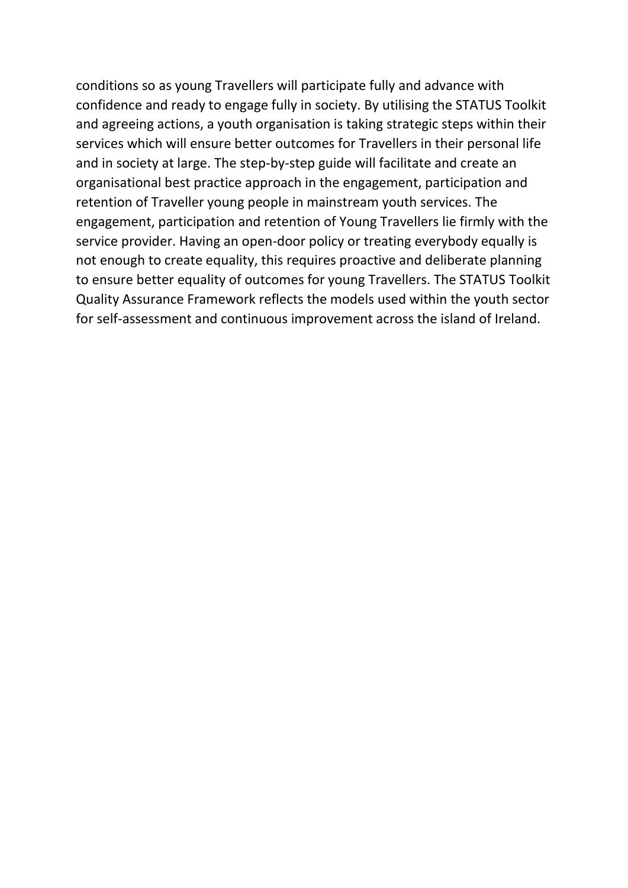conditions so as young Travellers will participate fully and advance with confidence and ready to engage fully in society. By utilising the STATUS Toolkit and agreeing actions, a youth organisation is taking strategic steps within their services which will ensure better outcomes for Travellers in their personal life and in society at large. The step-by-step guide will facilitate and create an organisational best practice approach in the engagement, participation and retention of Traveller young people in mainstream youth services. The engagement, participation and retention of Young Travellers lie firmly with the service provider. Having an open-door policy or treating everybody equally is not enough to create equality, this requires proactive and deliberate planning to ensure better equality of outcomes for young Travellers. The STATUS Toolkit Quality Assurance Framework reflects the models used within the youth sector for self-assessment and continuous improvement across the island of Ireland.